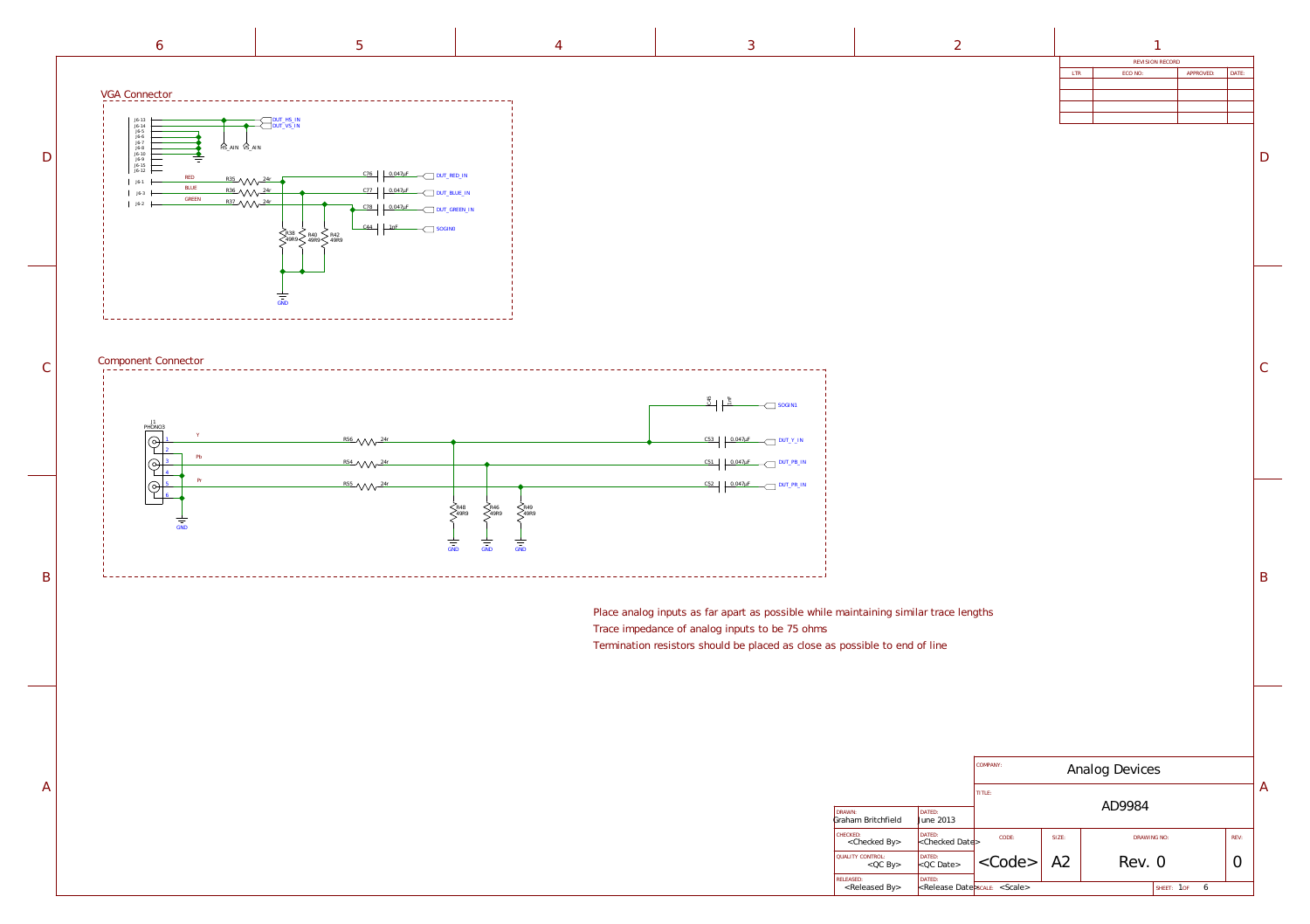## VGA Connector

J6-13, J6-14, J6-5, J6-6, J6-7, J6-8, J6-10, J6-9, J6-15, J6-12

DUT_HS_IN
DUT_VS_IN
HS_AIN VS_AIN

J6-1 RED R35 24r — C76 0.047uF — DUT_RED_IN
J6-3 BLUE R36 24r — C77 0.047uF — DUT_BLUE_IN
J6-2 GREEN R37 24r — C78 0.047uF — DUT_GREEN_IN
C44 1nF — SOGIN0

R38 49R9, R40 49R9, R42 49R9

GND

## Component Connector

J1 PHONO3

Y R56 24r — C53 0.047uF — DUT_Y_IN
Pb R54 24r — C51 0.047uF — DUT_PB_IN
Pr R55 24r — C52 0.047uF — DUT_PR_IN
C45 1nF — SOGIN1

R48 49R9, R46 49R9, R49 49R9

GND

Place analog inputs as far apart as possible while maintaining similar trace lengths

Trace impedance of analog inputs to be 75 ohms

Termination resistors should be placed as close as possible to end of line

| REVISION RECORD | | | |
|---|---|---|---|
| LTR | ECO NO: | APPROVED: | DATE: |
| | | | |

| | | | | | |
|---|---|---|---|---|---|
| COMPANY: Analog Devices | | | | | |
| TITLE: AD9984 | | | | | |
| DRAWN: Graham Britchfield | DATED: June 2013 | | | | |
| CHECKED: <Checked By> | DATED: <Checked Date> | CODE: | SIZE: | DRAWING NO: | REV: |
| QUALITY CONTROL: <QC By> | DATED: <QC Date> | <Code> | A2 | Rev. 0 | 0 |
| RELEASED: <Released By> | DATED: <Release Date> | SCALE: <Scale> | | SHEET: 1 OF 6 | |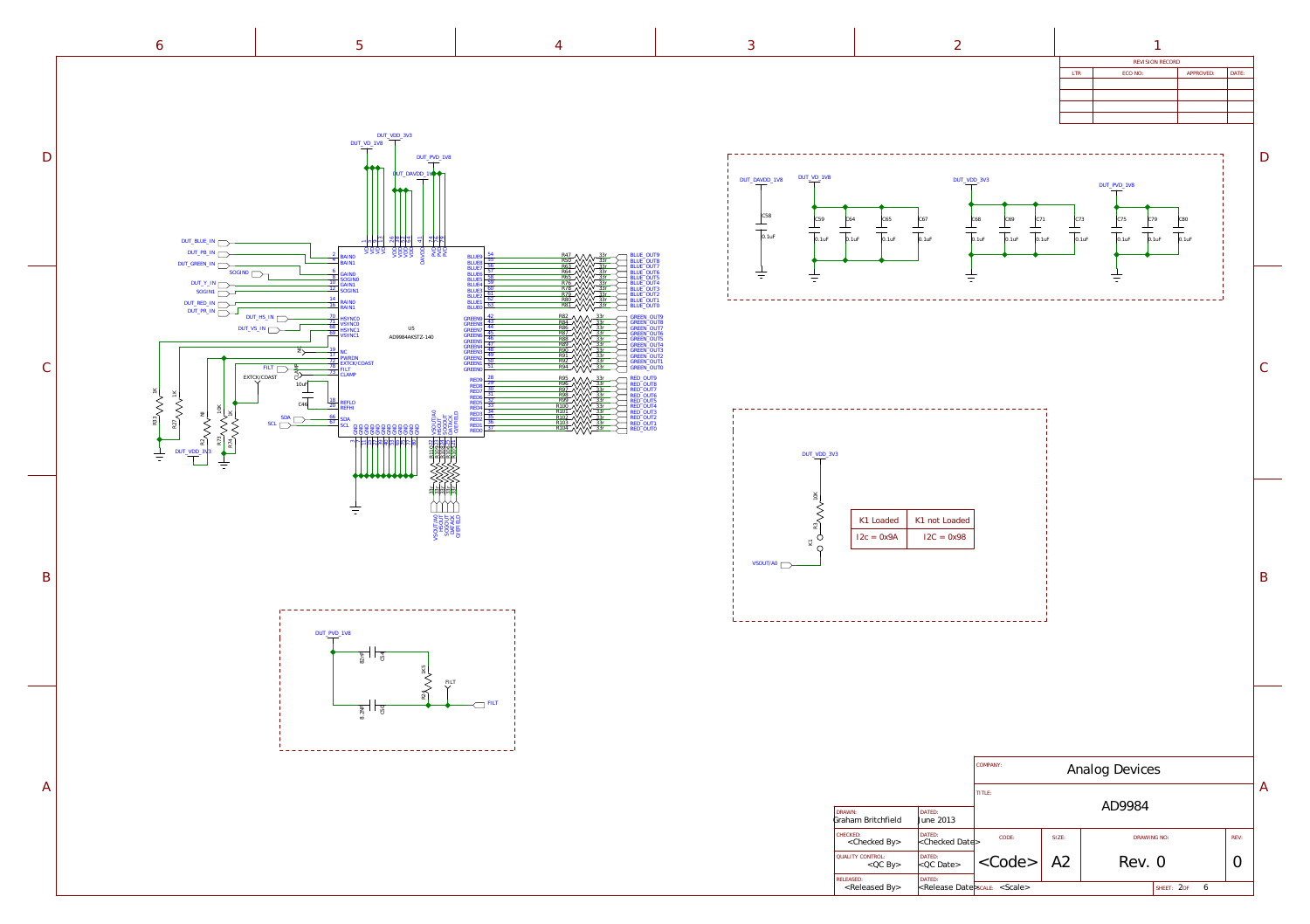| K1 Loaded | K1 not Loaded |
|---|---|
| I2c = 0x9A | I2C = 0x98 |

| COMPANY: | Analog Devices |
|---|---|
| TITLE: | AD9984 |

| DRAWN: | DATED: |
|---|---|
| Graham Britchfield | June 2013 |
| CHECKED: <Checked By> | DATED: <Checked Date> |
| QUALITY CONTROL: <QC By> | DATED: <QC Date> |
| RELEASED: <Released By> | DATED: <Release Date> |

| CODE: | SIZE: | DRAWING NO: | REV: |
|---|---|---|---|
| <Code> | A2 | Rev. 0 | 0 |

SCALE: <Scale>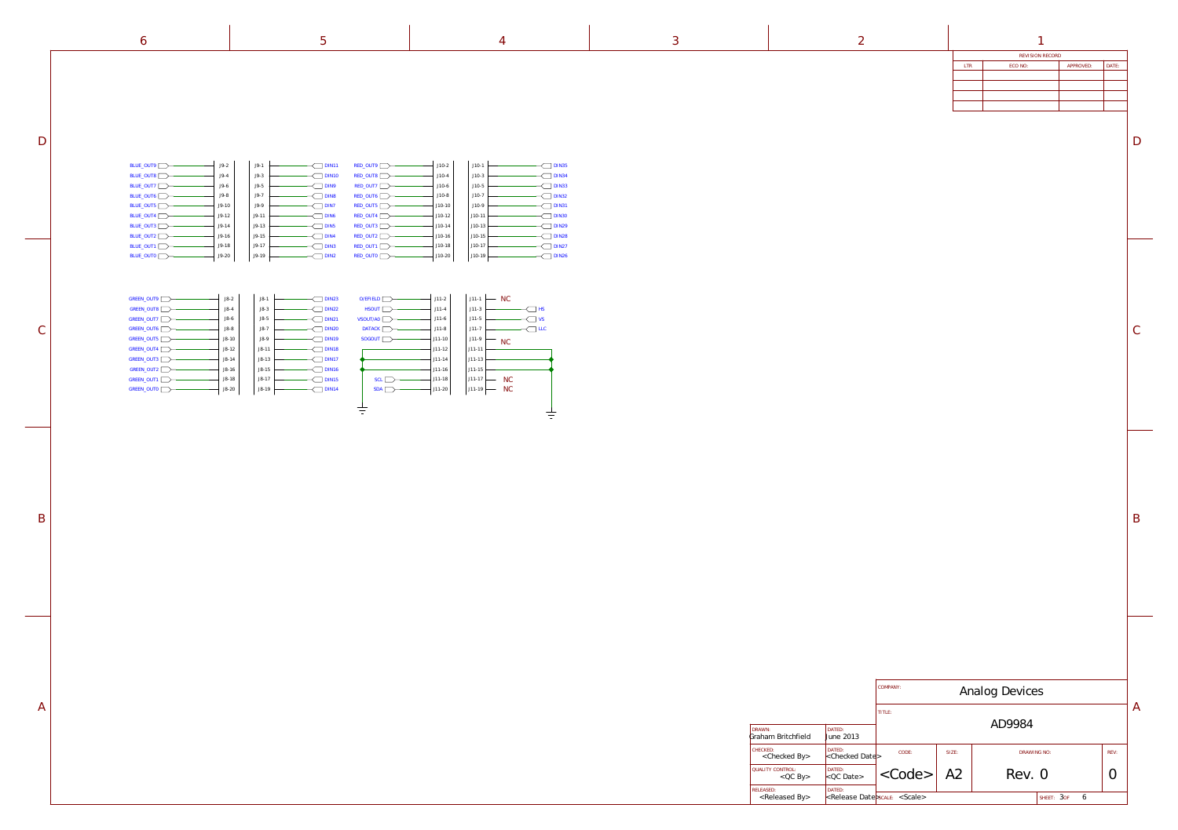| BLUE_OUT9 | J9-2 | J9-1 | DIN11 |
|---|---|---|---|
| BLUE_OUT8 | J9-4 | J9-3 | DIN10 |
| BLUE_OUT7 | J9-6 | J9-5 | DIN9 |
| BLUE_OUT6 | J9-8 | J9-7 | DIN8 |
| BLUE_OUT5 | J9-10 | J9-9 | DIN7 |
| BLUE_OUT4 | J9-12 | J9-11 | DIN6 |
| BLUE_OUT3 | J9-14 | J9-13 | DIN5 |
| BLUE_OUT2 | J9-16 | J9-15 | DIN4 |
| BLUE_OUT1 | J9-18 | J9-17 | DIN3 |
| BLUE_OUT0 | J9-20 | J9-19 | DIN2 |

| RED_OUT9 | J10-2 | J10-1 | DIN35 |
|---|---|---|---|
| RED_OUT8 | J10-4 | J10-3 | DIN34 |
| RED_OUT7 | J10-6 | J10-5 | DIN33 |
| RED_OUT6 | J10-8 | J10-7 | DIN32 |
| RED_OUT5 | J10-10 | J10-9 | DIN31 |
| RED_OUT4 | J10-12 | J10-11 | DIN30 |
| RED_OUT3 | J10-14 | J10-13 | DIN29 |
| RED_OUT2 | J10-16 | J10-15 | DIN28 |
| RED_OUT1 | J10-18 | J10-17 | DIN27 |
| RED_OUT0 | J10-20 | J10-19 | DIN26 |

| GREEN_OUT9 | J8-2 | J8-1 | DIN23 |
|---|---|---|---|
| GREEN_OUT8 | J8-4 | J8-3 | DIN22 |
| GREEN_OUT7 | J8-6 | J8-5 | DIN21 |
| GREEN_OUT6 | J8-8 | J8-7 | DIN20 |
| GREEN_OUT5 | J8-10 | J8-9 | DIN19 |
| GREEN_OUT4 | J8-12 | J8-11 | DIN18 |
| GREEN_OUT3 | J8-14 | J8-13 | DIN17 |
| GREEN_OUT2 | J8-16 | J8-15 | DIN16 |
| GREEN_OUT1 | J8-18 | J8-17 | DIN15 |
| GREEN_OUT0 | J8-20 | J8-19 | DIN14 |

| O/EFIELD | J11-2 | J11-1 | NC |
|---|---|---|---|
| HSOUT | J11-4 | J11-3 | HS |
| VSOUT/A0 | J11-6 | J11-5 | VS |
| DATACK | J11-8 | J11-7 | LLC |
| SOGOUT | J11-10 | J11-9 | NC |
| | J11-12 | J11-11 | |
| | J11-14 | J11-13 | |
| | J11-16 | J11-15 | |
| SCL | J11-18 | J11-17 | NC |
| SDA | J11-20 | J11-19 | NC |

| REVISION RECORD | | | |
|---|---|---|---|
| LTR | ECO NO: | APPROVED: | DATE: |
| | | | |
| | | | |
| | | | |
| | | | |

| | | | | | |
|---|---|---|---|---|---|
| | | COMPANY: Analog Devices | | | |
| DRAWN: Graham Britchfield | DATED: June 2013 | TITLE: AD9984 | | | |
| CHECKED: <Checked By> | DATED: <Checked Date> | CODE: | SIZE: | DRAWING NO: | REV: |
| QUALITY CONTROL: <QC By> | DATED: <QC Date> | <Code> | A2 | Rev. 0 | 0 |
| RELEASED: <Released By> | DATED: <Release Date> | SCALE: <Scale> | | SHEET: 3 OF 6 | |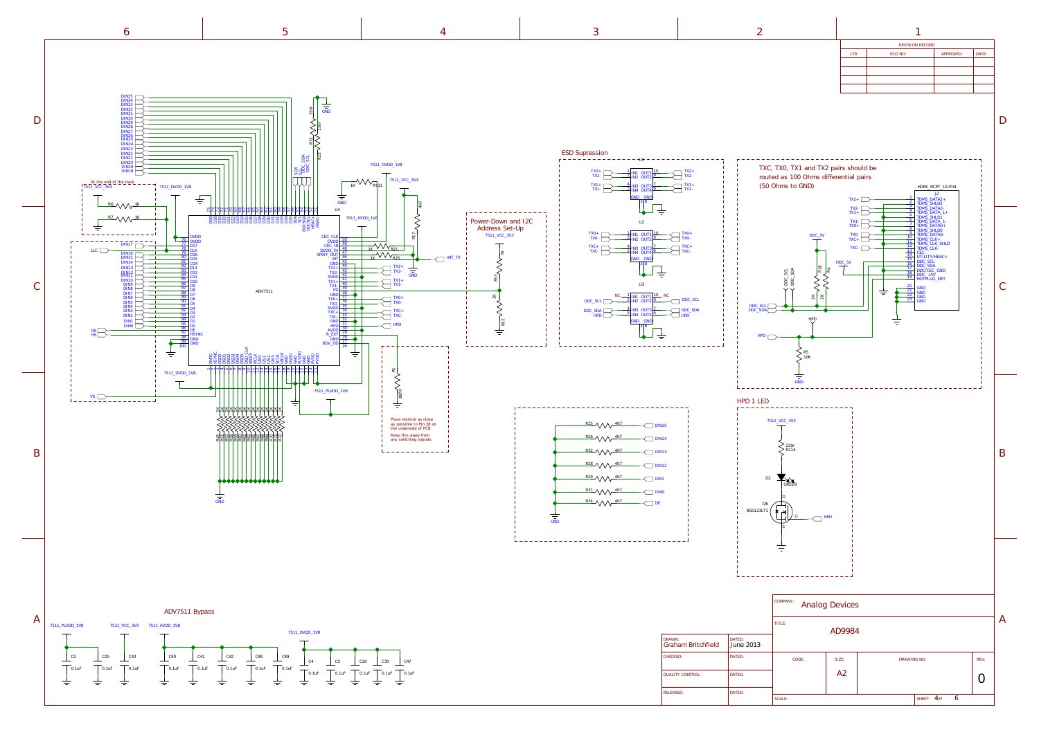## ADV7511 HDMI Transmitter Schematic

### Revision Record

| LTR | ECO NO: | APPROVED: | DATE: |
|---|---|---|---|
| | | | |
| | | | |
| | | | |
| | | | |

**At the end of the track**

7511_VCC_3V3, 7511_DVDD_1V8, R6 NI, R7 NI

**U4 — ADV7511**

Inputs: DIN0–DIN35, LLC, DE, HS, VS

Pins: DVDD, CLK, D0–D17, DE, HSYNC, VSYNC, GND, CEC_CLK, DVDD, CEC_IN, DVDD_3V, SPDIF_OUT, INT, GND, TX2+, TX2-, AVDD, TX1+, TX1-, PD, GND, TX0+, TX0-, AVDD, TXC+, TXC-, GND, HPD, AVDD, R_EXT, GND, BGV_DD, SDA, SCL, DDCSDA, DDCSCL, HEAC+, HEAC-, PVDD, MCLK, SCLK, LRCLK, I2S0–I2S3, DSD0–DSD5, DSD_CLK, SPDIF

Supplies: 7511_DVDD_1V8, 7511_VCC_3V3, 7511_AVDD_1V8, 7511_PLVDD_1V8

R11 1K, R21 1K, R75 1K, R17 4K7, R22 150r, R23 150r, INT_TX

### Power-Down and I2C Address Set-Up

7511_VCC_3V3, R53 NI, R52 2K

R1 887R

Place resistor as close as possible to Pin 28 on the underside of PCB

Keep this away from any switching signals.

### ESD Supression

- U1: TX2+, TX2-, TX1+, TX1- (IN1–IN4 / OUT1–OUT4, GND)
- U2: TX0+, TX0-, TXC+, TXC-
- U3: NC, DDC_SCL, DDC_SDA, HPD

### HDMI Connector

TXC, TX0, TX1 and TX2 pairs should be routed as 100 Ohms differential pairs (50 Ohms to GND)

J2 — HDMI_RCPT_19-PIN

| Pin | Signal |
|---|---|
| 1 | TDMS_DATA2+ |
| 2 | TDMS_SHLD2 |
| 3 | TDMS_DATA2- |
| 4 | TDMS_DATA_1+ |
| 5 | TDMS_SHLD1 |
| 6 | TDMS_DATA_1- |
| 7 | TDMS_DATA0+ |
| 8 | TDMS_SHLD0 |
| 9 | TDMS_DATA0- |
| 10 | TDMS_CLK+ |
| 11 | TDMS_CLK_SHLD |
| 12 | TDMS_CLK- |
| 13 | CEC |
| 14 | UTILITY/HEAC+ |
| 15 | DDC_SCL |
| 16 | DDC_SDA |
| 17 | DDC/CEC_GND |
| 18 | DDC_+5V |
| 19 | HOTPLUG_DET |
| 20–23 | GND |

DDC_5V, R18 2K, R4 2K, DDC_SCL, DDC_SDA, HPD, R5 10K, GND

### Pull-down Resistors

R25 4K7 — DIN25; R26 4K7 — DIN24; R32 4K7 — DIN13; R28 4K7 — DIN12; R29 4K7 — DIN1; R31 4K7 — DIN0; R34 4K7 — DE

### HPD 1 LED

7511_VCC_3V3, R114 220r, D2 GREEN, Q6 BSS123LT1, HPD

### ADV7511 Bypass

- 7511_PLVDD_1V8: C3 0.1uF, C25 0.1uF
- 7511_VCC_3V3: C43 0.1uF
- 7511_AVDD_1V8: C40 0.1uF, C41 0.1uF, C42 0.1uF, C48 0.1uF, C49 0.1uF
- 7511_DVDD_1V8: C4 0.1uF, C5 0.1uF, C20 0.1uF, C39 0.1uF, C47 0.1uF

### Title Block

| | |
|---|---|
| DRAWN: Graham Britchfield | DATED: June 2013 |
| CHECKED: | DATED: |
| QUALITY CONTROL: | DATED: |
| RELEASED: | DATED: |

COMPANY: Analog Devices

TITLE: AD9984

| CODE: | SIZE: | DRAWING NO: | REV: |
|---|---|---|---|
| | A2 | | 0 |

SCALE: SHEET: 4 of 6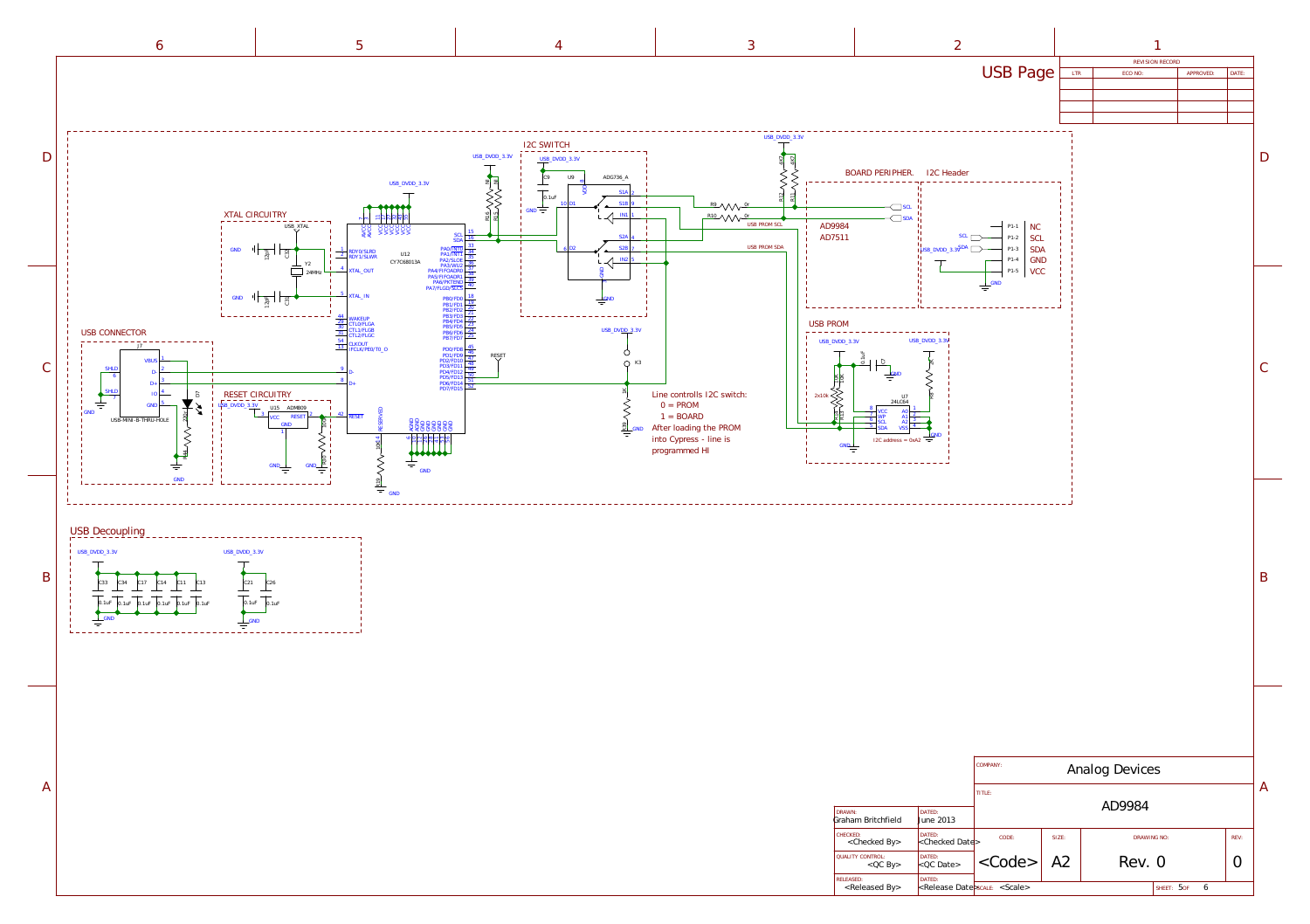# USB Page

| LTR | ECO NO: | APPROVED: | DATE: |
|---|---|---|---|
| | | | |

REVISION RECORD

## XTAL CIRCUITRY

USB_XTAL, Y2 24MHz, C30 12pF, C31 12pF, GND

## USB CONNECTOR

J7 USB-MINI-B-THRU-HOLE: VBUS, D-, D+, IO, GND, SHLD

## RESET CIRCUITRY

U15 ADM809: VCC, RESET, GND

## I2C SWITCH

U9 ADG736_A: S1A, S1B, IN1, S2A, S2B, IN2, D1, D2, VDD, GND; C9 0.1uF

U12 CY7C68013A

## BOARD PERIPHER.

AD9984
AD7511

## I2C Header

| Pin | Signal |
|---|---|
| P1-1 | NC |
| P1-2 | SCL |
| P1-3 | SDA |
| P1-4 | GND |
| P1-5 | VCC |

## USB PROM

U7 24LC64 — I2C address = 0xA2

Line controlls I2C switch:
0 = PROM
1 = BOARD
After loading the PROM into Cypress - line is programmed HI

## USB Decoupling

C33, C34, C17, C14, C11, C13 — 0.1uF (USB_DVDD_3.3V)
C21, C26 — 0.1uF (USB_DVDD_3.3V)

| | |
|---|---|
| COMPANY: | Analog Devices |
| TITLE: | AD9984 |
| DRAWN: Graham Britchfield | DATED: June 2013 |
| CHECKED: <Checked By> | DATED: <Checked Date> |
| QUALITY CONTROL: <QC By> | DATED: <QC Date> |
| RELEASED: <Released By> | DATED: <Release Date> |
| CODE: <Code> | SIZE: A2 |
| DRAWING NO: Rev. 0 | REV: 0 |
| SCALE: <Scale> | SHEET: 5 OF 6 |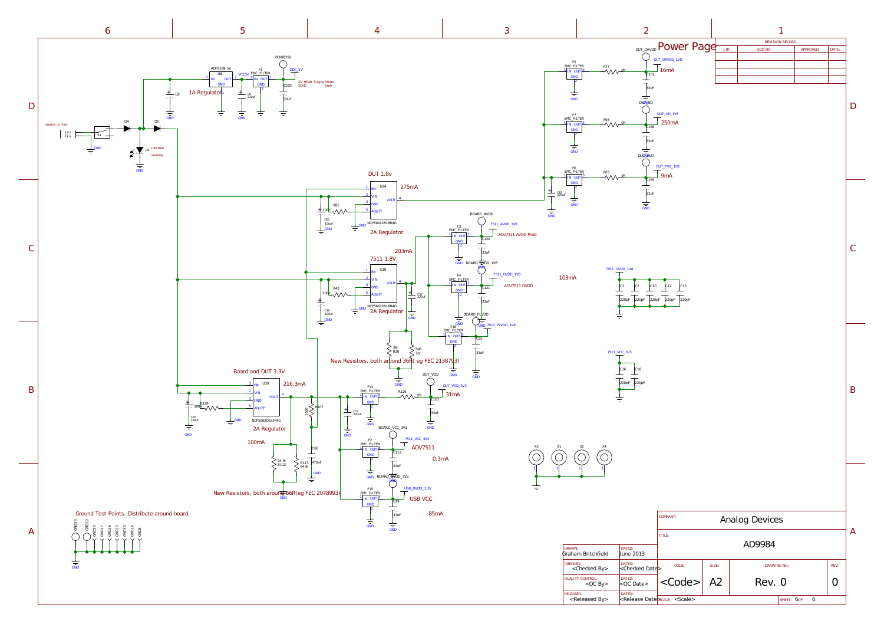# Power Page

| REVISION RECORD | | | |
|---|---|---|---|
| LTR | ECO NO: | APPROVED: | DATE: |
| | | | |

ADP3338-5V U8 — 1A Regulator

BOARD5V — DDC_5V — 5V HDMI Supply 50mA EDID 5mA

centre is -ve

D4, D5, D6 Internal resistor

DUT 1.8v — U24 NCP5662DS18R4G — 275mA — 2A Regulator

DUT_DAVDD — DUT_DAVDD_1V8 — 16mA

DUT_DVDD — DUT_VD_1V8 — 250mA

DUT_PVD — DUT_PVD_1V8 — 9mA

7511 1.8V — U18 NCP5662DS18R4G — 203mA — 2A Regulator

BOARD_AVDD — 7511_AVDD_1V8 — ADv7511 AVDD Pvdd

BOARD_DVDD_1V8 — 7511_DVDD_1V8 — ADV7511 DVDD

103mA

BOARD_PLVDD — 7511_PLVDD_1V8

New Resistors, both around 36R( eg FEC 2138793)

7511_DVDD_1V8: C1, C2, C10, C12, C15 — 220pF

7511_VCC_3V3: C16, C18 — 220pF

Board and DUT 3.3V — U30 NCP5662DS33R4G — 216.3mA — 2A Regulator

100mA

DUT_VDD — DUT_VDD_3V3 — 31mA

BOARD_VCC_3V3 — 7511_VCC_3V3 — ADV7511 — 0.3mA

BOARD_DVDD_3V3 — USB_DVDD_3.3V — USB VCC — 85mA

New Resistors, both around 66R(eg FEC 2078993)

X3, X1, X2, X4

Ground Test Points. Distribute around board.

| | |
|---|---|
| COMPANY: | Analog Devices |
| TITLE: | AD9984 |
| DRAWN: Graham Britchfield | DATED: June 2013 |
| CHECKED: <Checked By> | DATED: <Checked Date> |
| QUALITY CONTROL: <QC By> | DATED: <QC Date> |
| RELEASED: <Released By> | DATED: <Release Date> |
| CODE: <Code> | SIZE: A2 |
| DRAWING NO: Rev. 0 | REV: 0 |
| SCALE: <Scale> | SHEET: 6 OF 6 |